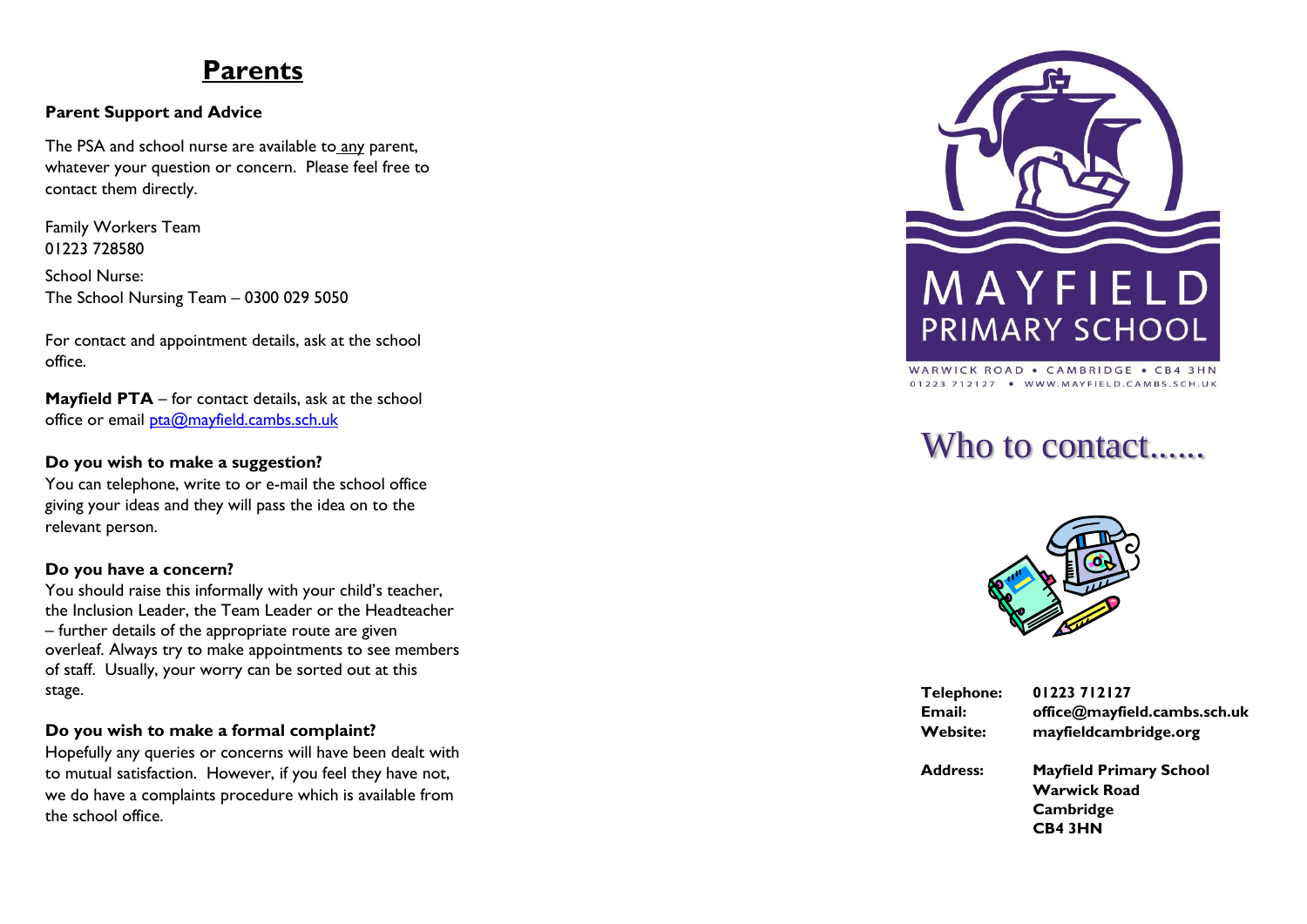# Parents

**Parent Support and Advice**

The PSA and school nurse are available to any parent, whatever your question or concern. Please feel free to contact them directly.

Family Workers Team
01223 728580

School Nurse:
The School Nursing Team – 0300 029 5050

For contact and appointment details, ask at the school office.

**Mayfield PTA** – for contact details, ask at the school office or email pta@mayfield.cambs.sch.uk

**Do you wish to make a suggestion?**
You can telephone, write to or e-mail the school office giving your ideas and they will pass the idea on to the relevant person.

**Do you have a concern?**
You should raise this informally with your child's teacher, the Inclusion Leader, the Team Leader or the Headteacher – further details of the appropriate route are given overleaf. Always try to make appointments to see members of staff. Usually, your worry can be sorted out at this stage.

**Do you wish to make a formal complaint?**
Hopefully any queries or concerns will have been dealt with to mutual satisfaction. However, if you feel they have not, we do have a complaints procedure which is available from the school office.

MAYFIELD PRIMARY SCHOOL

WARWICK ROAD • CAMBRIDGE • CB4 3HN
01223 712127 • WWW.MAYFIELD.CAMBS.SCH.UK

# Who to contact......

| | |
|---|---|
| **Telephone:** | **01223 712127** |
| **Email:** | **office@mayfield.cambs.sch.uk** |
| **Website:** | **mayfieldcambridge.org** |
| **Address:** | **Mayfield Primary School**<br>**Warwick Road**<br>**Cambridge**<br>**CB4 3HN** |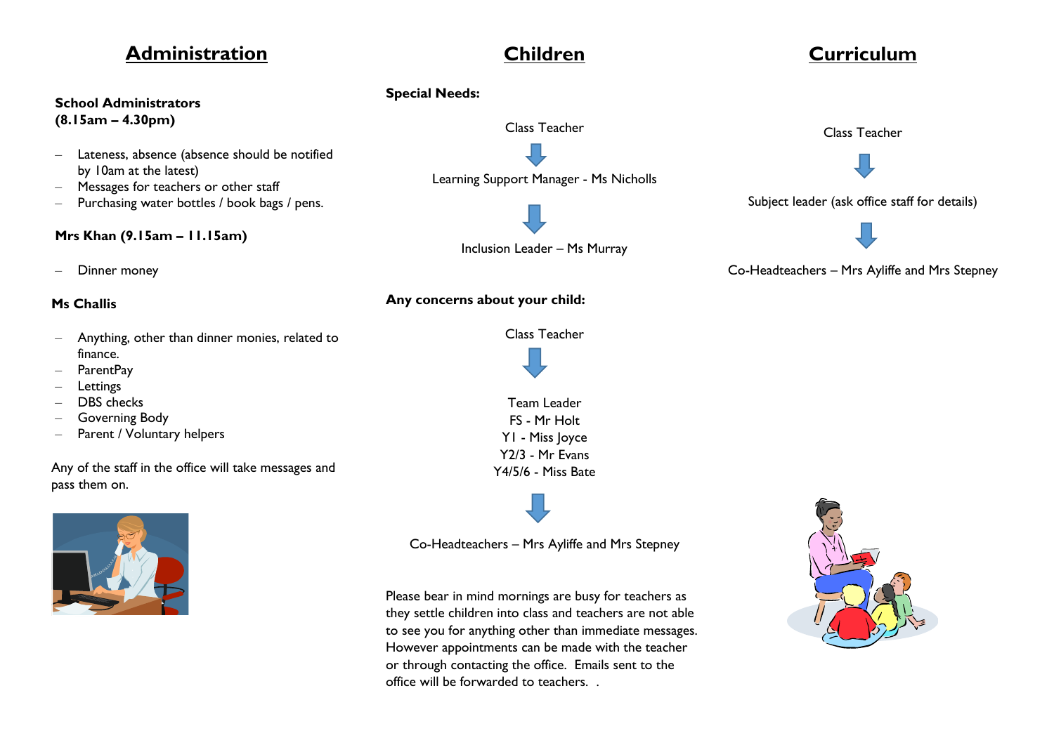# Administration

**School Administrators**
**(8.15am – 4.30pm)**

- Lateness, absence (absence should be notified by 10am at the latest)
- Messages for teachers or other staff
- Purchasing water bottles / book bags / pens.

**Mrs Khan (9.15am – 11.15am)**

- Dinner money

**Ms Challis**

- Anything, other than dinner monies, related to finance.
- ParentPay
- Lettings
- DBS checks
- Governing Body
- Parent / Voluntary helpers

Any of the staff in the office will take messages and pass them on.

# Children

**Special Needs:**

Class Teacher

↓

Learning Support Manager - Ms Nicholls

↓

Inclusion Leader – Ms Murray

**Any concerns about your child:**

Class Teacher

↓

Team Leader
FS - Mr Holt
Y1 - Miss Joyce
Y2/3 - Mr Evans
Y4/5/6 - Miss Bate

↓

Co-Headteachers – Mrs Ayliffe and Mrs Stepney

Please bear in mind mornings are busy for teachers as they settle children into class and teachers are not able to see you for anything other than immediate messages. However appointments can be made with the teacher or through contacting the office. Emails sent to the office will be forwarded to teachers. .

# Curriculum

Class Teacher

↓

Subject leader (ask office staff for details)

↓

Co-Headteachers – Mrs Ayliffe and Mrs Stepney